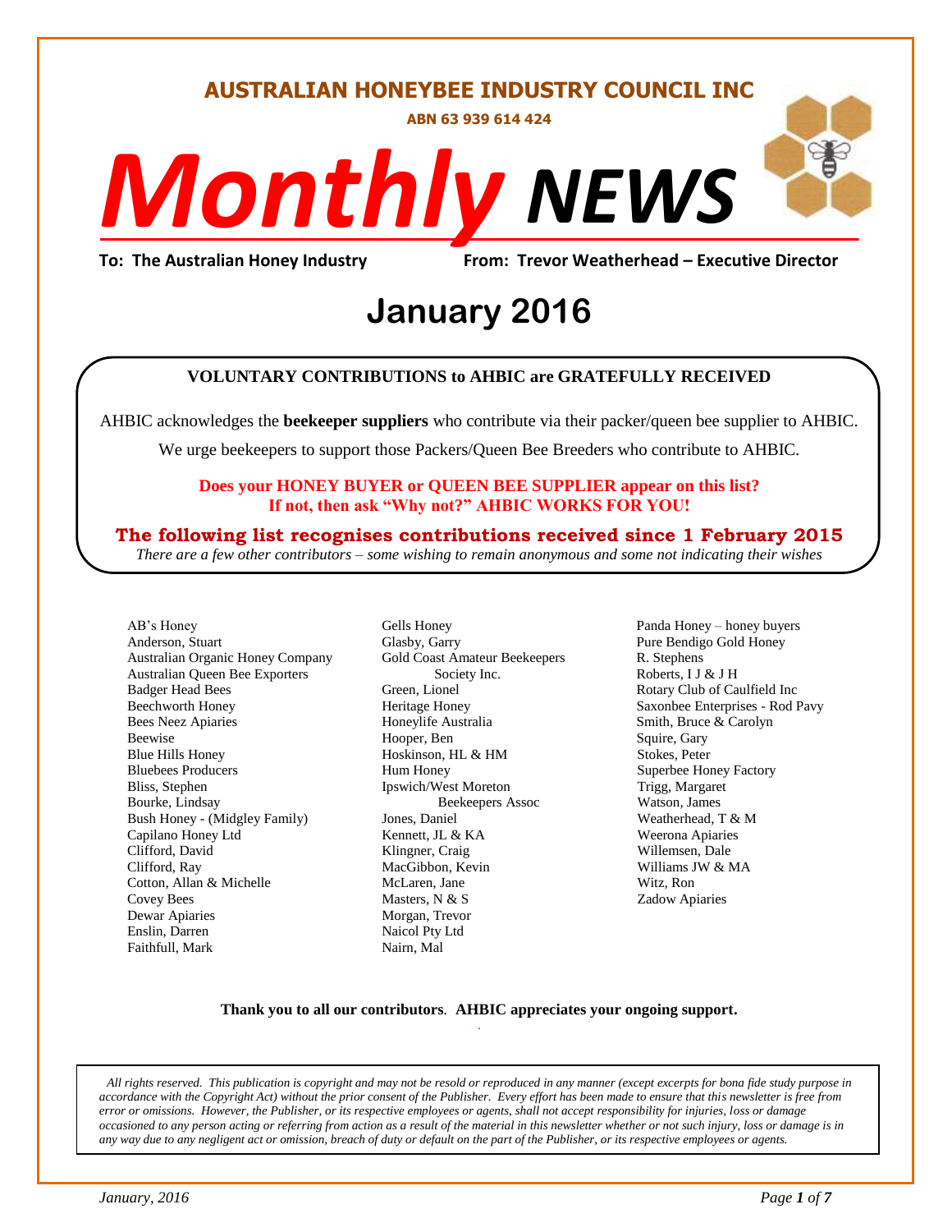# AUSTRALIAN HONEYBEE INDUSTRY COUNCIL INC

**ABN 63 939 614 424**

# *Monthly* NEWS

**To: The Australian Honey Industry** **From: Trevor Weatherhead – Executive Director**

# January 2016

**VOLUNTARY CONTRIBUTIONS to AHBIC are GRATEFULLY RECEIVED**

AHBIC acknowledges the **beekeeper suppliers** who contribute via their packer/queen bee supplier to AHBIC.

We urge beekeepers to support those Packers/Queen Bee Breeders who contribute to AHBIC.

**Does your HONEY BUYER or QUEEN BEE SUPPLIER appear on this list?**
**If not, then ask "Why not?" AHBIC WORKS FOR YOU!**

**The following list recognises contributions received since 1 February 2015**

*There are a few other contributors – some wishing to remain anonymous and some not indicating their wishes*

AB's Honey
Anderson, Stuart
Australian Organic Honey Company
Australian Queen Bee Exporters
Badger Head Bees
Beechworth Honey
Bees Neez Apiaries
Beewise
Blue Hills Honey
Bluebees Producers
Bliss, Stephen
Bourke, Lindsay
Bush Honey - (Midgley Family)
Capilano Honey Ltd
Clifford, David
Clifford, Ray
Cotton, Allan & Michelle
Covey Bees
Dewar Apiaries
Enslin, Darren
Faithfull, Mark
Gells Honey
Glasby, Garry
Gold Coast Amateur Beekeepers Society Inc.
Green, Lionel
Heritage Honey
Honeylife Australia
Hooper, Ben
Hoskinson, HL & HM
Hum Honey
Ipswich/West Moreton Beekeepers Assoc
Jones, Daniel
Kennett, JL & KA
Klingner, Craig
MacGibbon, Kevin
McLaren, Jane
Masters, N & S
Morgan, Trevor
Naicol Pty Ltd
Nairn, Mal
Panda Honey – honey buyers
Pure Bendigo Gold Honey
R. Stephens
Roberts, I J & J H
Rotary Club of Caulfield Inc
Saxonbee Enterprises - Rod Pavy
Smith, Bruce & Carolyn
Squire, Gary
Stokes, Peter
Superbee Honey Factory
Trigg, Margaret
Watson, James
Weatherhead, T & M
Weerona Apiaries
Willemsen, Dale
Williams JW & MA
Witz, Ron
Zadow Apiaries

**Thank you to all our contributors**. **AHBIC appreciates your ongoing support.**

*All rights reserved. This publication is copyright and may not be resold or reproduced in any manner (except excerpts for bona fide study purpose in accordance with the Copyright Act) without the prior consent of the Publisher. Every effort has been made to ensure that this newsletter is free from error or omissions. However, the Publisher, or its respective employees or agents, shall not accept responsibility for injuries, loss or damage occasioned to any person acting or referring from action as a result of the material in this newsletter whether or not such injury, loss or damage is in any way due to any negligent act or omission, breach of duty or default on the part of the Publisher, or its respective employees or agents.*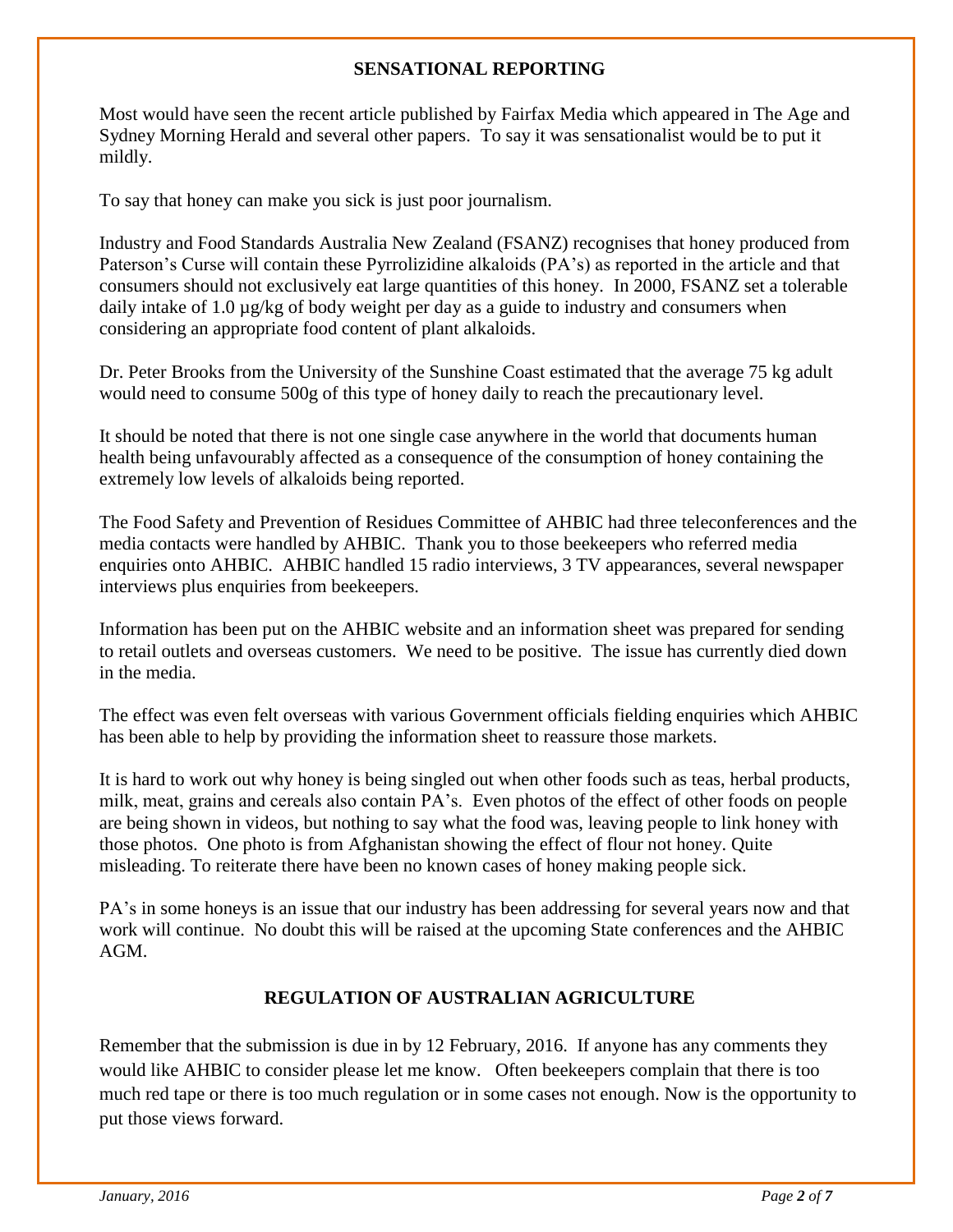## SENSATIONAL REPORTING

Most would have seen the recent article published by Fairfax Media which appeared in The Age and Sydney Morning Herald and several other papers. To say it was sensationalist would be to put it mildly.

To say that honey can make you sick is just poor journalism.

Industry and Food Standards Australia New Zealand (FSANZ) recognises that honey produced from Paterson's Curse will contain these Pyrrolizidine alkaloids (PA's) as reported in the article and that consumers should not exclusively eat large quantities of this honey. In 2000, FSANZ set a tolerable daily intake of 1.0 µg/kg of body weight per day as a guide to industry and consumers when considering an appropriate food content of plant alkaloids.

Dr. Peter Brooks from the University of the Sunshine Coast estimated that the average 75 kg adult would need to consume 500g of this type of honey daily to reach the precautionary level.

It should be noted that there is not one single case anywhere in the world that documents human health being unfavourably affected as a consequence of the consumption of honey containing the extremely low levels of alkaloids being reported.

The Food Safety and Prevention of Residues Committee of AHBIC had three teleconferences and the media contacts were handled by AHBIC. Thank you to those beekeepers who referred media enquiries onto AHBIC. AHBIC handled 15 radio interviews, 3 TV appearances, several newspaper interviews plus enquiries from beekeepers.

Information has been put on the AHBIC website and an information sheet was prepared for sending to retail outlets and overseas customers. We need to be positive. The issue has currently died down in the media.

The effect was even felt overseas with various Government officials fielding enquiries which AHBIC has been able to help by providing the information sheet to reassure those markets.

It is hard to work out why honey is being singled out when other foods such as teas, herbal products, milk, meat, grains and cereals also contain PA's. Even photos of the effect of other foods on people are being shown in videos, but nothing to say what the food was, leaving people to link honey with those photos. One photo is from Afghanistan showing the effect of flour not honey. Quite misleading. To reiterate there have been no known cases of honey making people sick.

PA's in some honeys is an issue that our industry has been addressing for several years now and that work will continue. No doubt this will be raised at the upcoming State conferences and the AHBIC AGM.

## REGULATION OF AUSTRALIAN AGRICULTURE

Remember that the submission is due in by 12 February, 2016. If anyone has any comments they would like AHBIC to consider please let me know. Often beekeepers complain that there is too much red tape or there is too much regulation or in some cases not enough. Now is the opportunity to put those views forward.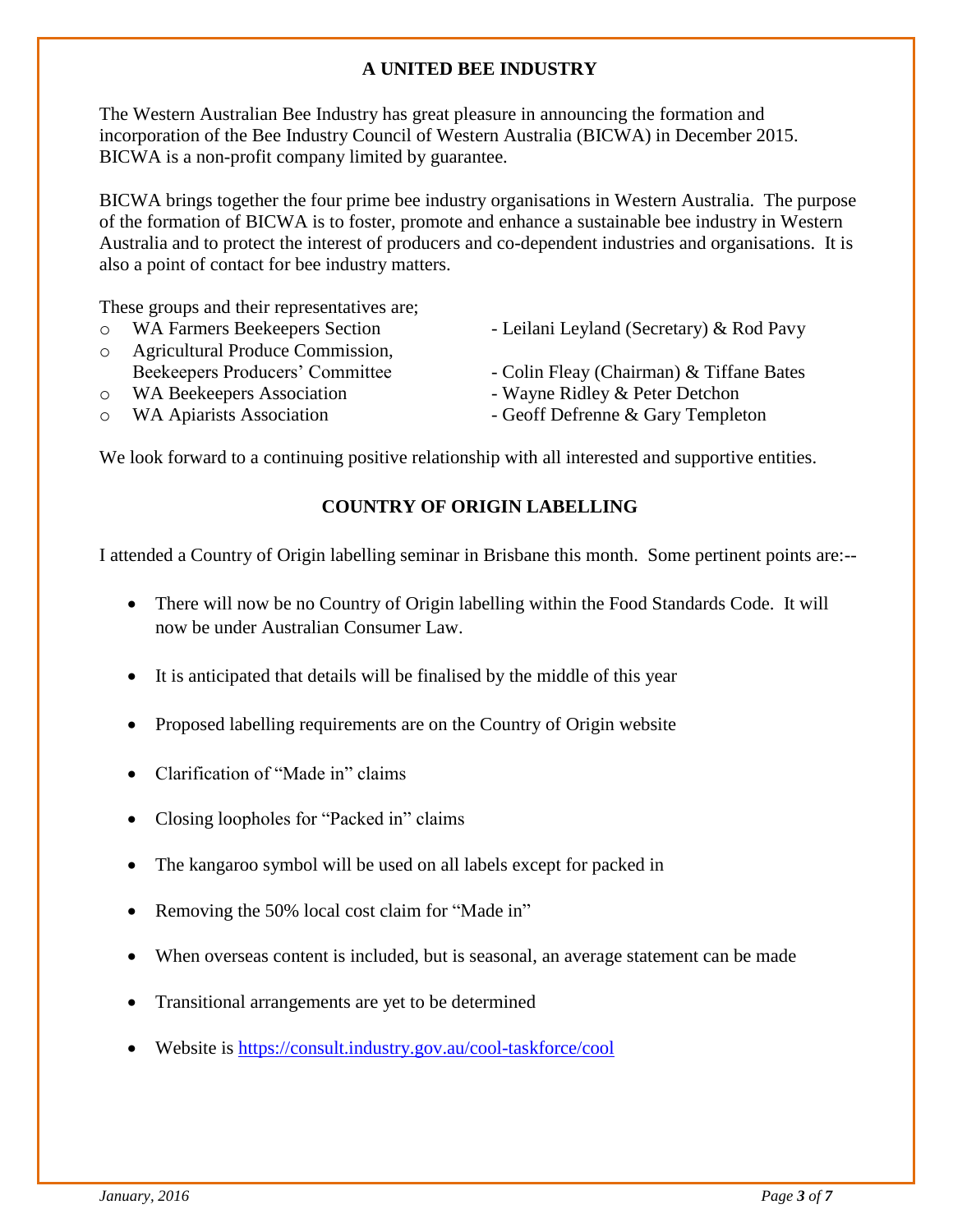## A UNITED BEE INDUSTRY

The Western Australian Bee Industry has great pleasure in announcing the formation and incorporation of the Bee Industry Council of Western Australia (BICWA) in December 2015. BICWA is a non-profit company limited by guarantee.

BICWA brings together the four prime bee industry organisations in Western Australia. The purpose of the formation of BICWA is to foster, promote and enhance a sustainable bee industry in Western Australia and to protect the interest of producers and co-dependent industries and organisations. It is also a point of contact for bee industry matters.

These groups and their representatives are;

- WA Farmers Beekeepers Section - Leilani Leyland (Secretary) & Rod Pavy
- Agricultural Produce Commission, Beekeepers Producers' Committee - Colin Fleay (Chairman) & Tiffane Bates
- WA Beekeepers Association - Wayne Ridley & Peter Detchon
- WA Apiarists Association - Geoff Defrenne & Gary Templeton

We look forward to a continuing positive relationship with all interested and supportive entities.

## COUNTRY OF ORIGIN LABELLING

I attended a Country of Origin labelling seminar in Brisbane this month. Some pertinent points are:--

- There will now be no Country of Origin labelling within the Food Standards Code. It will now be under Australian Consumer Law.
- It is anticipated that details will be finalised by the middle of this year
- Proposed labelling requirements are on the Country of Origin website
- Clarification of "Made in" claims
- Closing loopholes for "Packed in" claims
- The kangaroo symbol will be used on all labels except for packed in
- Removing the 50% local cost claim for "Made in"
- When overseas content is included, but is seasonal, an average statement can be made
- Transitional arrangements are yet to be determined
- Website is https://consult.industry.gov.au/cool-taskforce/cool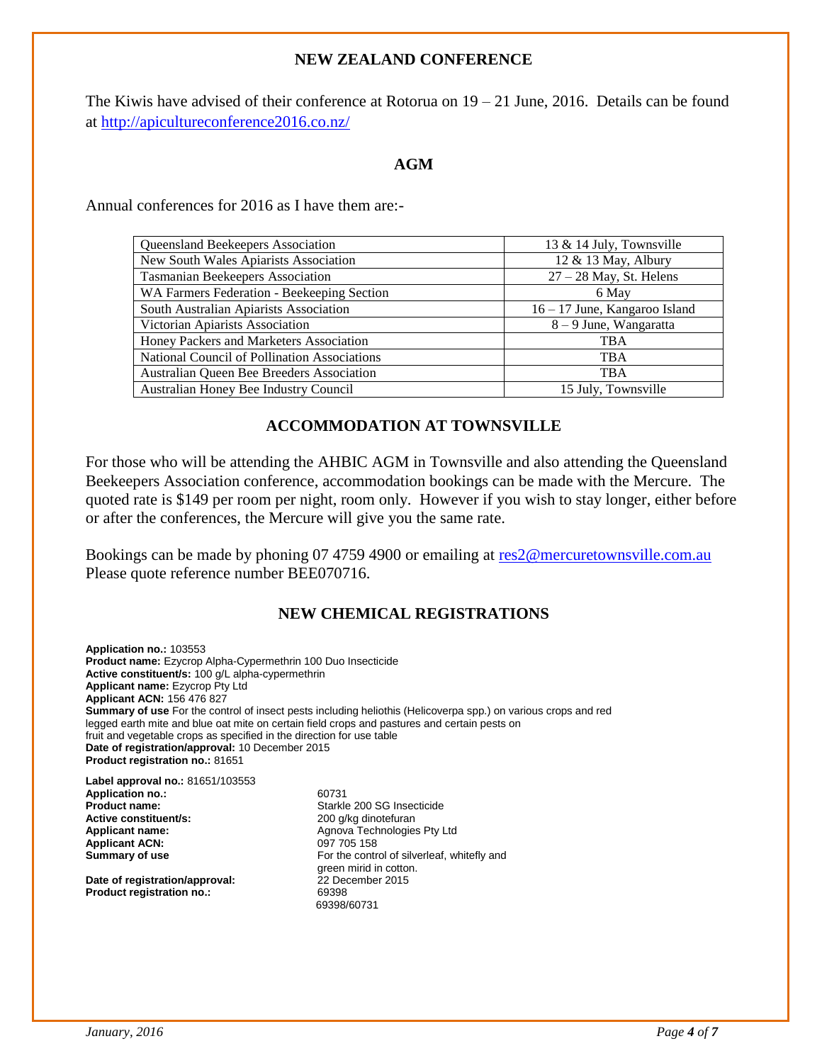## NEW ZEALAND CONFERENCE

The Kiwis have advised of their conference at Rotorua on 19 – 21 June, 2016. Details can be found at http://apicultureconference2016.co.nz/

## AGM

Annual conferences for 2016 as I have them are:-

| Association | Date |
|---|---|
| Queensland Beekeepers Association | 13 & 14 July, Townsville |
| New South Wales Apiarists Association | 12 & 13 May, Albury |
| Tasmanian Beekeepers Association | 27 – 28 May, St. Helens |
| WA Farmers Federation - Beekeeping Section | 6 May |
| South Australian Apiarists Association | 16 – 17 June, Kangaroo Island |
| Victorian Apiarists Association | 8 – 9 June, Wangaratta |
| Honey Packers and Marketers Association | TBA |
| National Council of Pollination Associations | TBA |
| Australian Queen Bee Breeders Association | TBA |
| Australian Honey Bee Industry Council | 15 July, Townsville |

## ACCOMMODATION AT TOWNSVILLE

For those who will be attending the AHBIC AGM in Townsville and also attending the Queensland Beekeepers Association conference, accommodation bookings can be made with the Mercure. The quoted rate is $149 per room per night, room only. However if you wish to stay longer, either before or after the conferences, the Mercure will give you the same rate.

Bookings can be made by phoning 07 4759 4900 or emailing at res2@mercuretownsville.com.au Please quote reference number BEE070716.

## NEW CHEMICAL REGISTRATIONS

**Application no.:** 103553
**Product name:** Ezycrop Alpha-Cypermethrin 100 Duo Insecticide
**Active constituent/s:** 100 g/L alpha-cypermethrin
**Applicant name:** Ezycrop Pty Ltd
**Applicant ACN:** 156 476 827
**Summary of use** For the control of insect pests including heliothis (Helicoverpa spp.) on various crops and red legged earth mite and blue oat mite on certain field crops and pastures and certain pests on fruit and vegetable crops as specified in the direction for use table
**Date of registration/approval:** 10 December 2015
**Product registration no.:** 81651
**Label approval no.:** 81651/103553

**Application no.:** 60731
**Product name:** Starkle 200 SG Insecticide
**Active constituent/s:** 200 g/kg dinotefuran
**Applicant name:** Agnova Technologies Pty Ltd
**Applicant ACN:** 097 705 158
**Summary of use** For the control of silverleaf, whitefly and green mirid in cotton.
**Date of registration/approval:** 22 December 2015
**Product registration no.:** 69398
69398/60731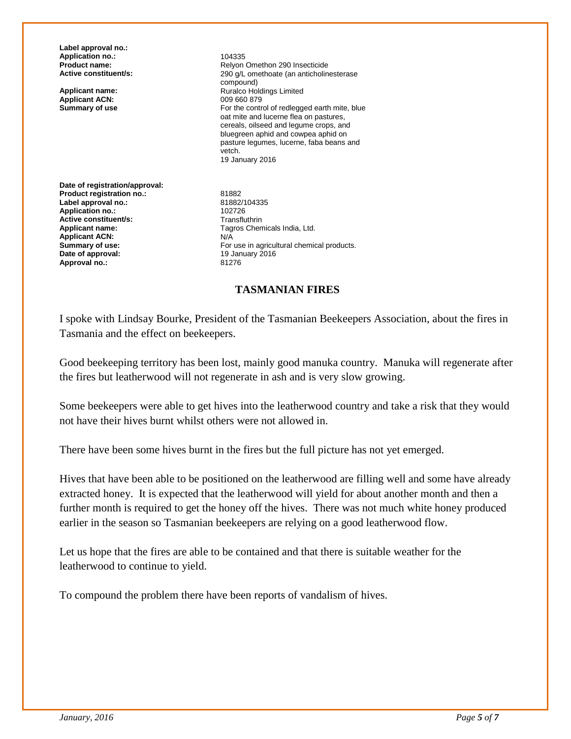**Label approval no.:**
**Application no.:** 104335
**Product name:** Relyon Omethon 290 Insecticide
**Active constituent/s:** 290 g/L omethoate (an anticholinesterase compound)
**Applicant name:** Ruralco Holdings Limited
**Applicant ACN:** 009 660 879
**Summary of use** For the control of redlegged earth mite, blue oat mite and lucerne flea on pastures, cereals, oilseed and legume crops, and bluegreen aphid and cowpea aphid on pasture legumes, lucerne, faba beans and vetch.
19 January 2016

**Date of registration/approval:**
**Product registration no.:** 81882
**Label approval no.:** 81882/104335
**Application no.:** 102726
**Active constituent/s:** Transfluthrin
**Applicant name:** Tagros Chemicals India, Ltd.
**Applicant ACN:** N/A
**Summary of use:** For use in agricultural chemical products.
**Date of approval:** 19 January 2016
**Approval no.:** 81276

## TASMANIAN FIRES

I spoke with Lindsay Bourke, President of the Tasmanian Beekeepers Association, about the fires in Tasmania and the effect on beekeepers.

Good beekeeping territory has been lost, mainly good manuka country. Manuka will regenerate after the fires but leatherwood will not regenerate in ash and is very slow growing.

Some beekeepers were able to get hives into the leatherwood country and take a risk that they would not have their hives burnt whilst others were not allowed in.

There have been some hives burnt in the fires but the full picture has not yet emerged.

Hives that have been able to be positioned on the leatherwood are filling well and some have already extracted honey. It is expected that the leatherwood will yield for about another month and then a further month is required to get the honey off the hives. There was not much white honey produced earlier in the season so Tasmanian beekeepers are relying on a good leatherwood flow.

Let us hope that the fires are able to be contained and that there is suitable weather for the leatherwood to continue to yield.

To compound the problem there have been reports of vandalism of hives.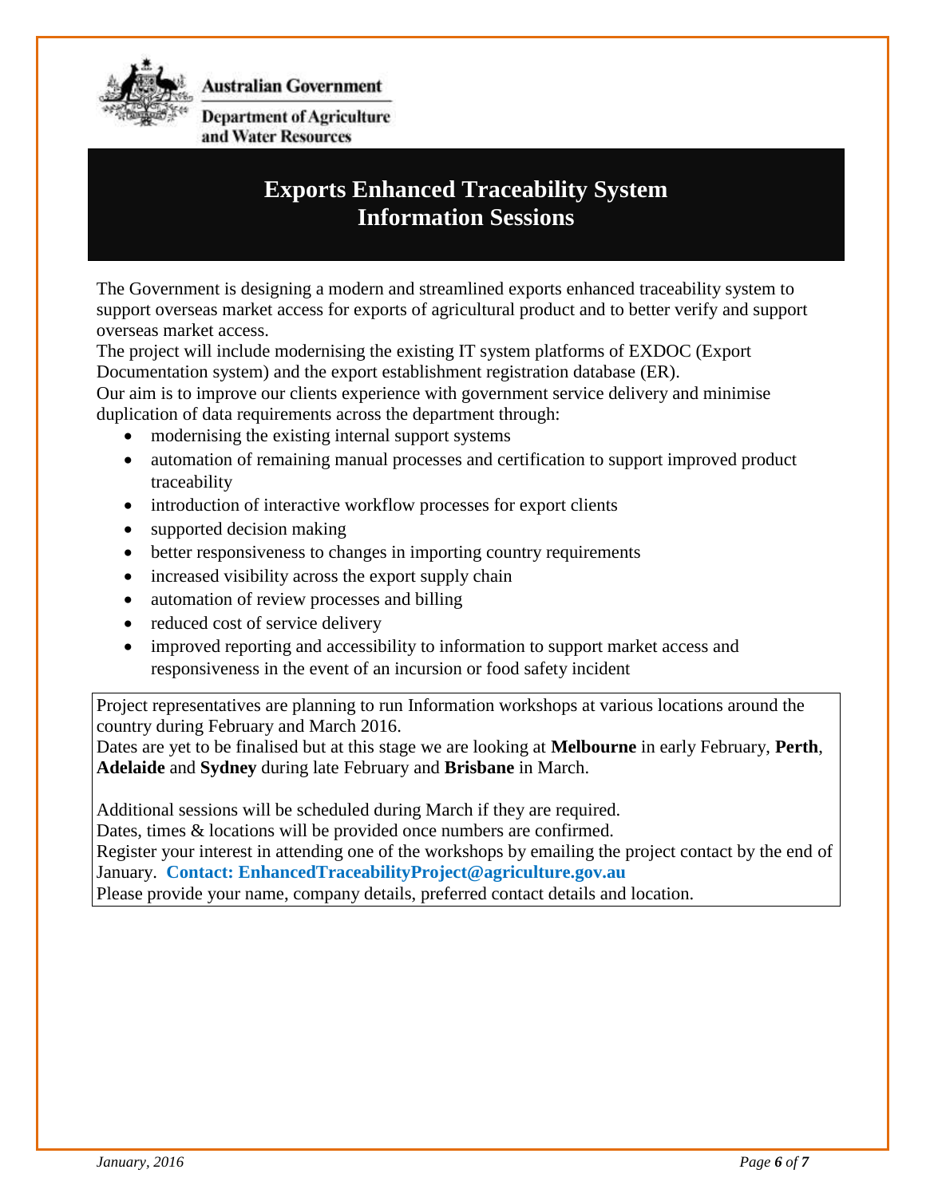Australian Government

Department of Agriculture and Water Resources

# Exports Enhanced Traceability System Information Sessions

The Government is designing a modern and streamlined exports enhanced traceability system to support overseas market access for exports of agricultural product and to better verify and support overseas market access.

The project will include modernising the existing IT system platforms of EXDOC (Export Documentation system) and the export establishment registration database (ER).

Our aim is to improve our clients experience with government service delivery and minimise duplication of data requirements across the department through:

- modernising the existing internal support systems
- automation of remaining manual processes and certification to support improved product traceability
- introduction of interactive workflow processes for export clients
- supported decision making
- better responsiveness to changes in importing country requirements
- increased visibility across the export supply chain
- automation of review processes and billing
- reduced cost of service delivery
- improved reporting and accessibility to information to support market access and responsiveness in the event of an incursion or food safety incident

Project representatives are planning to run Information workshops at various locations around the country during February and March 2016.

Dates are yet to be finalised but at this stage we are looking at **Melbourne** in early February, **Perth**, **Adelaide** and **Sydney** during late February and **Brisbane** in March.

Additional sessions will be scheduled during March if they are required.

Dates, times & locations will be provided once numbers are confirmed.

Register your interest in attending one of the workshops by emailing the project contact by the end of January. **Contact: EnhancedTraceabilityProject@agriculture.gov.au**

Please provide your name, company details, preferred contact details and location.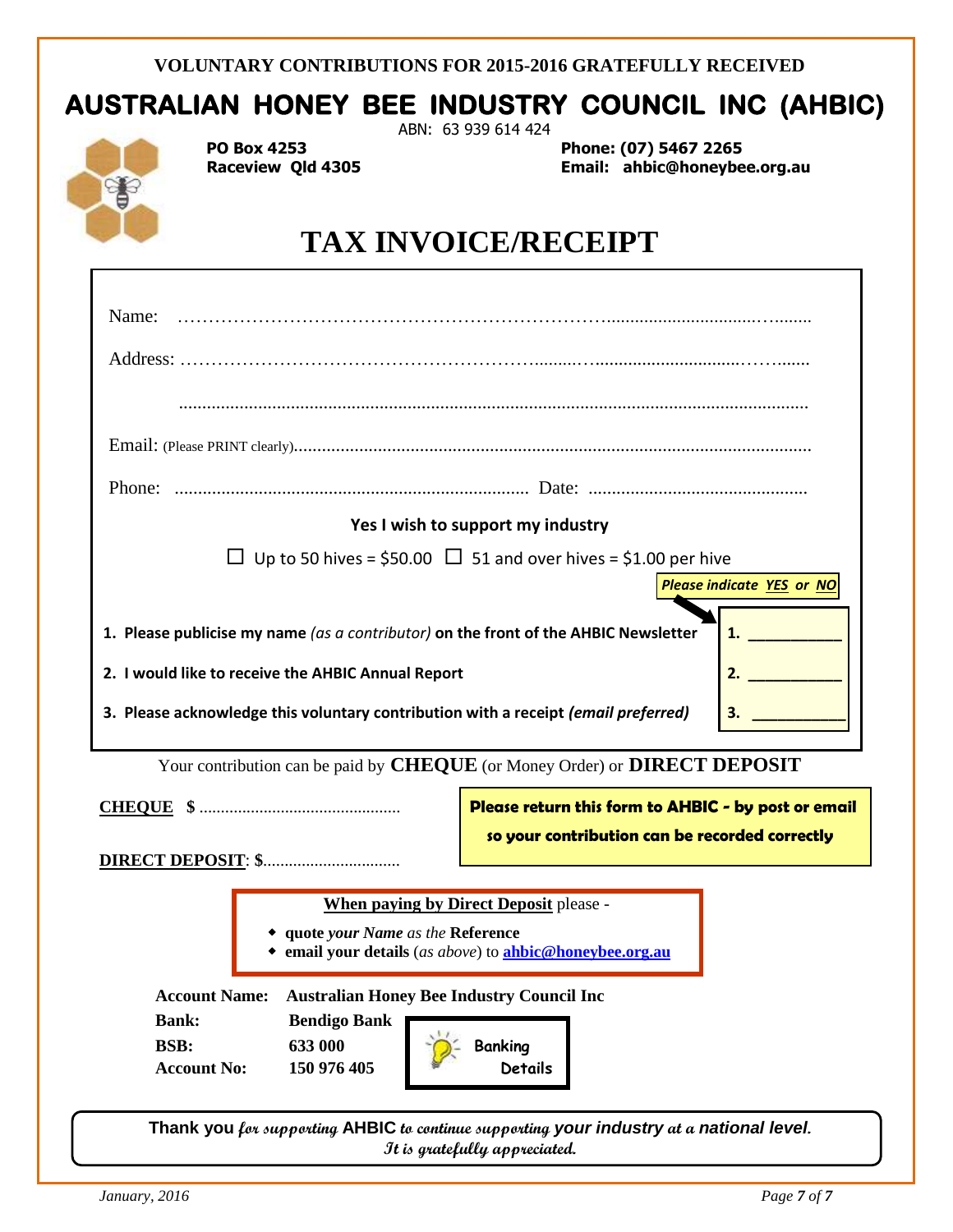**VOLUNTARY CONTRIBUTIONS FOR 2015-2016 GRATEFULLY RECEIVED**

# AUSTRALIAN HONEY BEE INDUSTRY COUNCIL INC (AHBIC)

ABN: 63 939 614 424

**PO Box 4253**
**Raceview Qld 4305**

**Phone: (07) 5467 2265**
**Email: ahbic@honeybee.org.au**

# TAX INVOICE/RECEIPT

Name: ..................................................................................................

Address: ..................................................................................................

..................................................................................................

Email: (Please PRINT clearly)..................................................................................................

Phone: .............................................................................. Date: ..............................................

**Yes I wish to support my industry**

☐ Up to 50 hives = $50.00 ☐ 51 and over hives = $1.00 per hive

***Please indicate YES or NO***

1. **Please publicise my name** *(as a contributor)* **on the front of the AHBIC Newsletter** — **1.** ________
2. **I would like to receive the AHBIC Annual Report** — **2.** ________
3. **Please acknowledge this voluntary contribution with a receipt** ***(email preferred)*** — **3.** ________

Your contribution can be paid by **CHEQUE** (or Money Order) or **DIRECT DEPOSIT**

**CHEQUE $** ..............................................

**DIRECT DEPOSIT: $**...............................

**Please return this form to AHBIC - by post or email so your contribution can be recorded correctly**

**When paying by Direct Deposit** please -

- **quote** ***your Name*** *as the* **Reference**
- **email your details** (*as above*) to **ahbic@honeybee.org.au**

| | |
|---|---|
| **Account Name:** | **Australian Honey Bee Industry Council Inc** |
| **Bank:** | **Bendigo Bank** |
| **BSB:** | **633 000** |
| **Account No:** | **150 976 405** |

Banking Details

**Thank you** *for supporting* **AHBIC** *to continue supporting* ***your industry*** *at a* ***national level.*** *It is gratefully appreciated.*

*January, 2016*